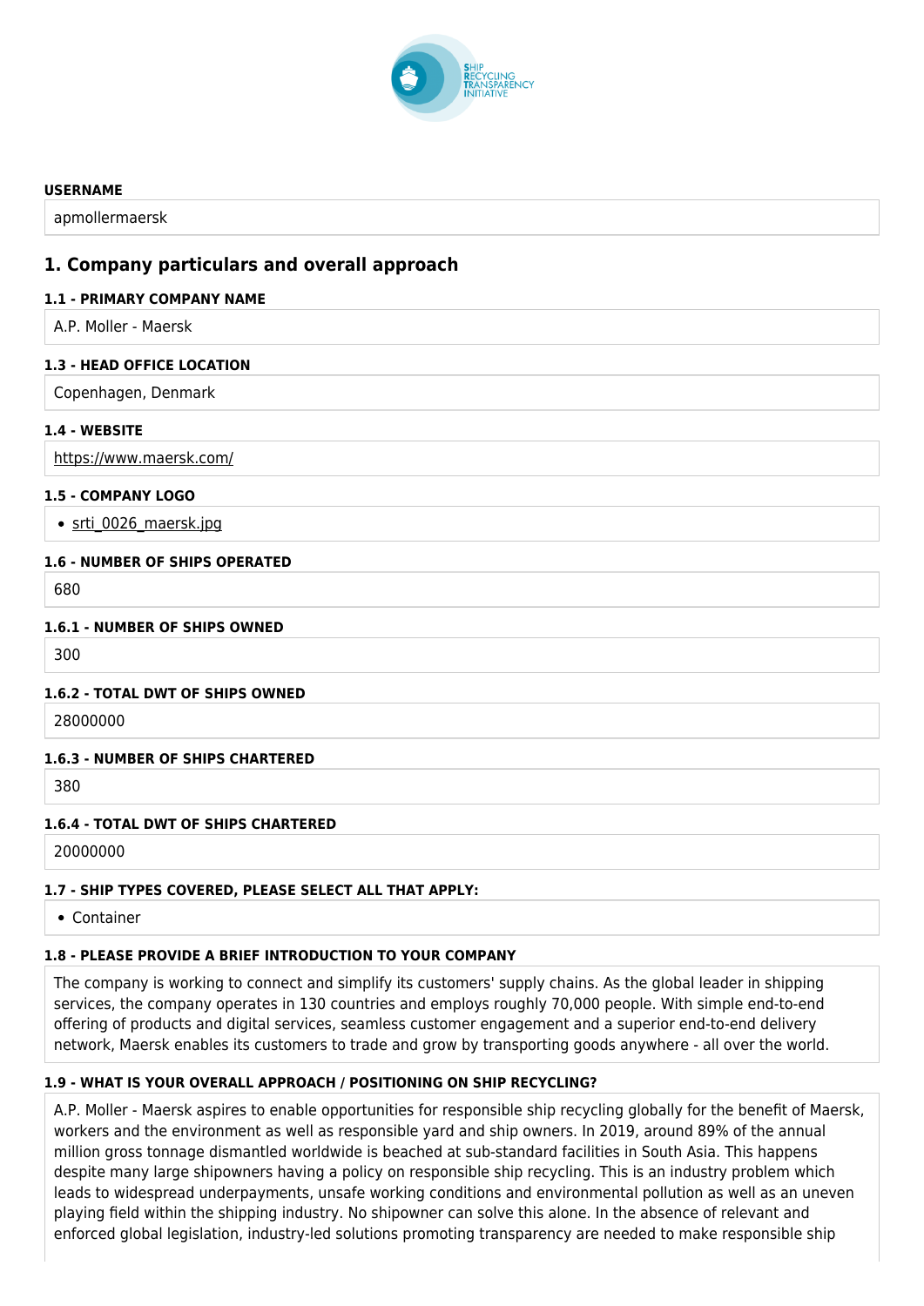**USERNAME**

apmollermaersk

## 1. Company particulars and overall approach

**1.1 - PRIMARY COMPANY NAME**

A.P. Moller - Maersk

**1.3 - HEAD OFFICE LOCATION**

Copenhagen, Denmark

**1.4 - WEBSITE**

https://www.maersk.com/

**1.5 - COMPANY LOGO**

- srti_0026_maersk.jpg

**1.6 - NUMBER OF SHIPS OPERATED**

680

**1.6.1 - NUMBER OF SHIPS OWNED**

300

**1.6.2 - TOTAL DWT OF SHIPS OWNED**

28000000

**1.6.3 - NUMBER OF SHIPS CHARTERED**

380

**1.6.4 - TOTAL DWT OF SHIPS CHARTERED**

20000000

**1.7 - SHIP TYPES COVERED, PLEASE SELECT ALL THAT APPLY:**

- Container

**1.8 - PLEASE PROVIDE A BRIEF INTRODUCTION TO YOUR COMPANY**

The company is working to connect and simplify its customers' supply chains. As the global leader in shipping services, the company operates in 130 countries and employs roughly 70,000 people. With simple end-to-end offering of products and digital services, seamless customer engagement and a superior end-to-end delivery network, Maersk enables its customers to trade and grow by transporting goods anywhere - all over the world.

**1.9 - WHAT IS YOUR OVERALL APPROACH / POSITIONING ON SHIP RECYCLING?**

A.P. Moller - Maersk aspires to enable opportunities for responsible ship recycling globally for the benefit of Maersk, workers and the environment as well as responsible yard and ship owners. In 2019, around 89% of the annual million gross tonnage dismantled worldwide is beached at sub-standard facilities in South Asia. This happens despite many large shipowners having a policy on responsible ship recycling. This is an industry problem which leads to widespread underpayments, unsafe working conditions and environmental pollution as well as an uneven playing field within the shipping industry. No shipowner can solve this alone. In the absence of relevant and enforced global legislation, industry-led solutions promoting transparency are needed to make responsible ship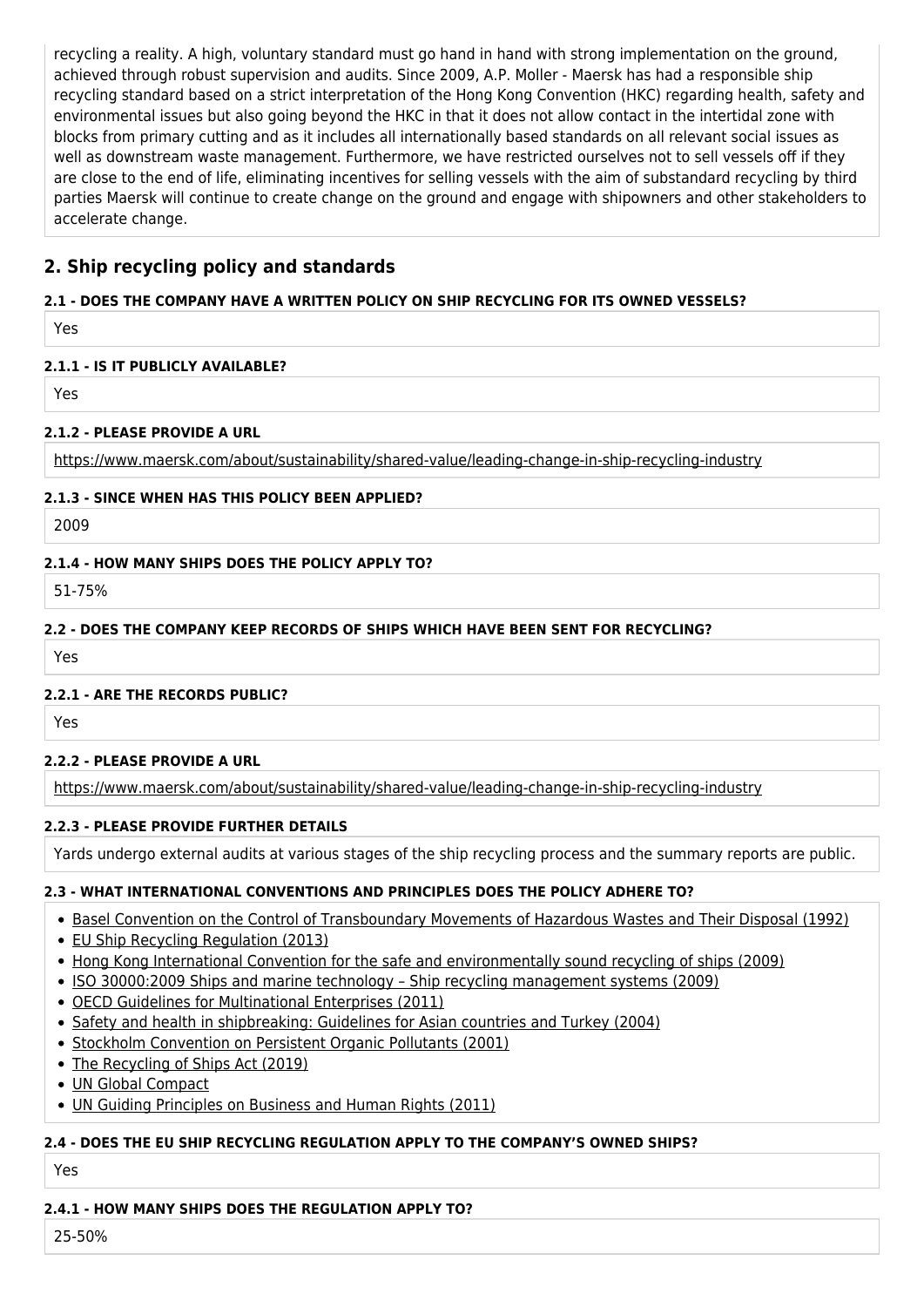recycling a reality. A high, voluntary standard must go hand in hand with strong implementation on the ground, achieved through robust supervision and audits. Since 2009, A.P. Moller - Maersk has had a responsible ship recycling standard based on a strict interpretation of the Hong Kong Convention (HKC) regarding health, safety and environmental issues but also going beyond the HKC in that it does not allow contact in the intertidal zone with blocks from primary cutting and as it includes all internationally based standards on all relevant social issues as well as downstream waste management. Furthermore, we have restricted ourselves not to sell vessels off if they are close to the end of life, eliminating incentives for selling vessels with the aim of substandard recycling by third parties Maersk will continue to create change on the ground and engage with shipowners and other stakeholders to accelerate change.

## 2. Ship recycling policy and standards

**2.1 - DOES THE COMPANY HAVE A WRITTEN POLICY ON SHIP RECYCLING FOR ITS OWNED VESSELS?**

Yes

**2.1.1 - IS IT PUBLICLY AVAILABLE?**

Yes

**2.1.2 - PLEASE PROVIDE A URL**

https://www.maersk.com/about/sustainability/shared-value/leading-change-in-ship-recycling-industry

**2.1.3 - SINCE WHEN HAS THIS POLICY BEEN APPLIED?**

2009

**2.1.4 - HOW MANY SHIPS DOES THE POLICY APPLY TO?**

51-75%

**2.2 - DOES THE COMPANY KEEP RECORDS OF SHIPS WHICH HAVE BEEN SENT FOR RECYCLING?**

Yes

**2.2.1 - ARE THE RECORDS PUBLIC?**

Yes

**2.2.2 - PLEASE PROVIDE A URL**

https://www.maersk.com/about/sustainability/shared-value/leading-change-in-ship-recycling-industry

**2.2.3 - PLEASE PROVIDE FURTHER DETAILS**

Yards undergo external audits at various stages of the ship recycling process and the summary reports are public.

**2.3 - WHAT INTERNATIONAL CONVENTIONS AND PRINCIPLES DOES THE POLICY ADHERE TO?**

- Basel Convention on the Control of Transboundary Movements of Hazardous Wastes and Their Disposal (1992)
- EU Ship Recycling Regulation (2013)
- Hong Kong International Convention for the safe and environmentally sound recycling of ships (2009)
- ISO 30000:2009 Ships and marine technology – Ship recycling management systems (2009)
- OECD Guidelines for Multinational Enterprises (2011)
- Safety and health in shipbreaking: Guidelines for Asian countries and Turkey (2004)
- Stockholm Convention on Persistent Organic Pollutants (2001)
- The Recycling of Ships Act (2019)
- UN Global Compact
- UN Guiding Principles on Business and Human Rights (2011)

**2.4 - DOES THE EU SHIP RECYCLING REGULATION APPLY TO THE COMPANY'S OWNED SHIPS?**

Yes

**2.4.1 - HOW MANY SHIPS DOES THE REGULATION APPLY TO?**

25-50%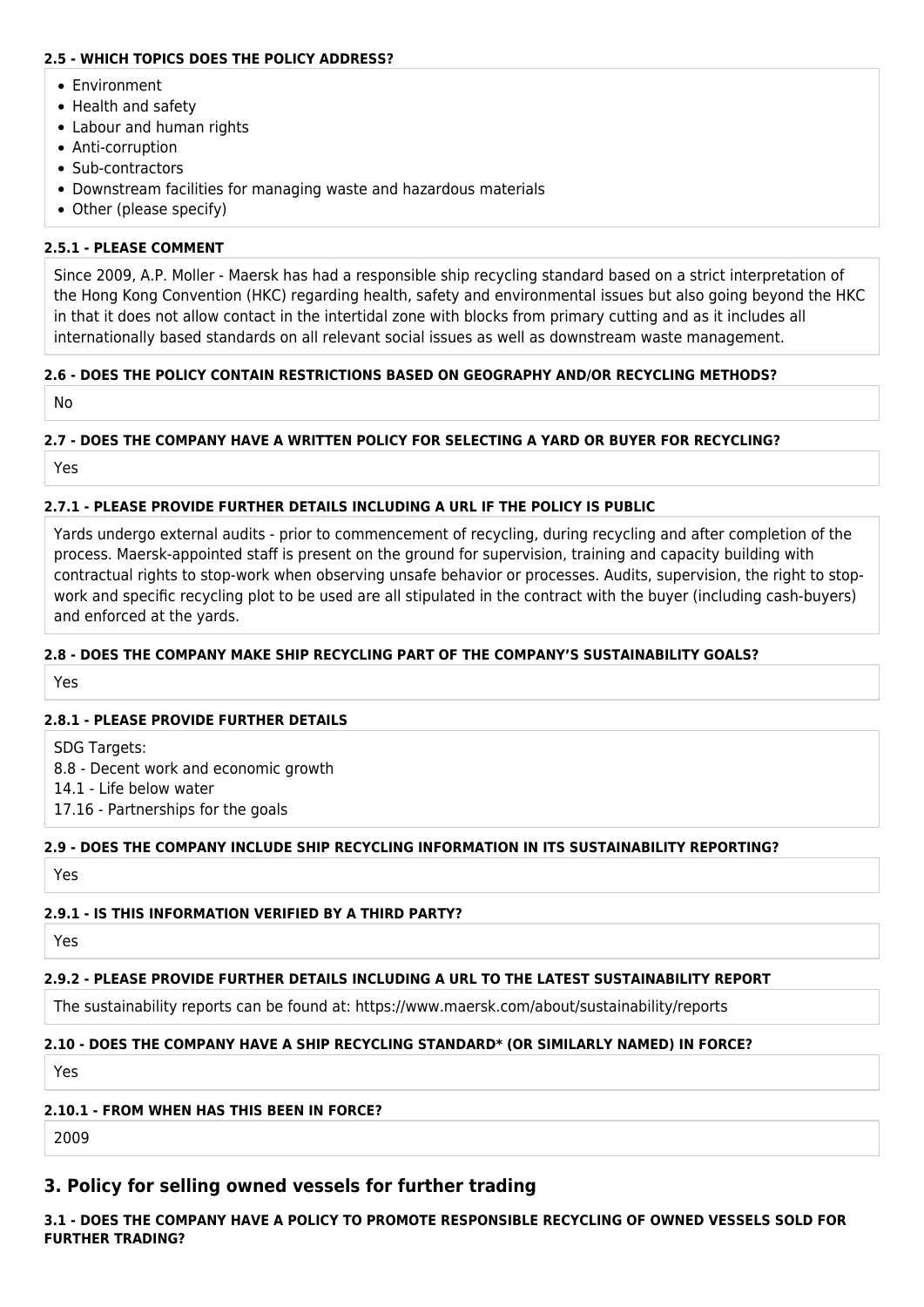#### 2.5 - WHICH TOPICS DOES THE POLICY ADDRESS?

- Environment
- Health and safety
- Labour and human rights
- Anti-corruption
- Sub-contractors
- Downstream facilities for managing waste and hazardous materials
- Other (please specify)

#### 2.5.1 - PLEASE COMMENT

Since 2009, A.P. Moller - Maersk has had a responsible ship recycling standard based on a strict interpretation of the Hong Kong Convention (HKC) regarding health, safety and environmental issues but also going beyond the HKC in that it does not allow contact in the intertidal zone with blocks from primary cutting and as it includes all internationally based standards on all relevant social issues as well as downstream waste management.

#### 2.6 - DOES THE POLICY CONTAIN RESTRICTIONS BASED ON GEOGRAPHY AND/OR RECYCLING METHODS?

No

#### 2.7 - DOES THE COMPANY HAVE A WRITTEN POLICY FOR SELECTING A YARD OR BUYER FOR RECYCLING?

Yes

#### 2.7.1 - PLEASE PROVIDE FURTHER DETAILS INCLUDING A URL IF THE POLICY IS PUBLIC

Yards undergo external audits - prior to commencement of recycling, during recycling and after completion of the process. Maersk-appointed staff is present on the ground for supervision, training and capacity building with contractual rights to stop-work when observing unsafe behavior or processes. Audits, supervision, the right to stop-work and specific recycling plot to be used are all stipulated in the contract with the buyer (including cash-buyers) and enforced at the yards.

#### 2.8 - DOES THE COMPANY MAKE SHIP RECYCLING PART OF THE COMPANY'S SUSTAINABILITY GOALS?

Yes

#### 2.8.1 - PLEASE PROVIDE FURTHER DETAILS

SDG Targets:
8.8 - Decent work and economic growth
14.1 - Life below water
17.16 - Partnerships for the goals

#### 2.9 - DOES THE COMPANY INCLUDE SHIP RECYCLING INFORMATION IN ITS SUSTAINABILITY REPORTING?

Yes

#### 2.9.1 - IS THIS INFORMATION VERIFIED BY A THIRD PARTY?

Yes

#### 2.9.2 - PLEASE PROVIDE FURTHER DETAILS INCLUDING A URL TO THE LATEST SUSTAINABILITY REPORT

The sustainability reports can be found at: https://www.maersk.com/about/sustainability/reports

#### 2.10 - DOES THE COMPANY HAVE A SHIP RECYCLING STANDARD* (OR SIMILARLY NAMED) IN FORCE?

Yes

#### 2.10.1 - FROM WHEN HAS THIS BEEN IN FORCE?

2009

## 3. Policy for selling owned vessels for further trading

#### 3.1 - DOES THE COMPANY HAVE A POLICY TO PROMOTE RESPONSIBLE RECYCLING OF OWNED VESSELS SOLD FOR FURTHER TRADING?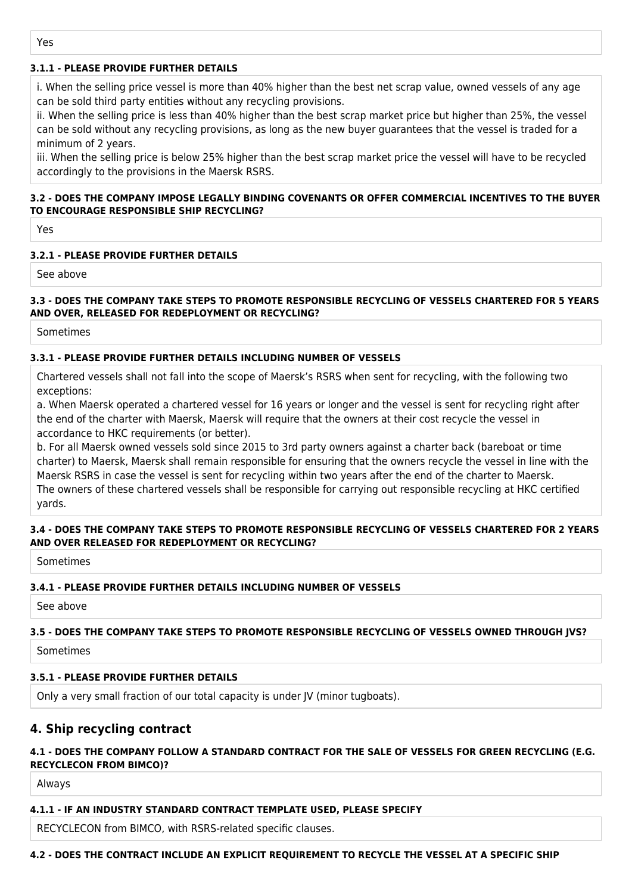Yes

#### 3.1.1 - PLEASE PROVIDE FURTHER DETAILS

i. When the selling price vessel is more than 40% higher than the best net scrap value, owned vessels of any age can be sold third party entities without any recycling provisions.
ii. When the selling price is less than 40% higher than the best scrap market price but higher than 25%, the vessel can be sold without any recycling provisions, as long as the new buyer guarantees that the vessel is traded for a minimum of 2 years.
iii. When the selling price is below 25% higher than the best scrap market price the vessel will have to be recycled accordingly to the provisions in the Maersk RSRS.

#### 3.2 - DOES THE COMPANY IMPOSE LEGALLY BINDING COVENANTS OR OFFER COMMERCIAL INCENTIVES TO THE BUYER TO ENCOURAGE RESPONSIBLE SHIP RECYCLING?

Yes

#### 3.2.1 - PLEASE PROVIDE FURTHER DETAILS

See above

#### 3.3 - DOES THE COMPANY TAKE STEPS TO PROMOTE RESPONSIBLE RECYCLING OF VESSELS CHARTERED FOR 5 YEARS AND OVER, RELEASED FOR REDEPLOYMENT OR RECYCLING?

Sometimes

#### 3.3.1 - PLEASE PROVIDE FURTHER DETAILS INCLUDING NUMBER OF VESSELS

Chartered vessels shall not fall into the scope of Maersk's RSRS when sent for recycling, with the following two exceptions:
a. When Maersk operated a chartered vessel for 16 years or longer and the vessel is sent for recycling right after the end of the charter with Maersk, Maersk will require that the owners at their cost recycle the vessel in accordance to HKC requirements (or better).
b. For all Maersk owned vessels sold since 2015 to 3rd party owners against a charter back (bareboat or time charter) to Maersk, Maersk shall remain responsible for ensuring that the owners recycle the vessel in line with the Maersk RSRS in case the vessel is sent for recycling within two years after the end of the charter to Maersk.
The owners of these chartered vessels shall be responsible for carrying out responsible recycling at HKC certified yards.

#### 3.4 - DOES THE COMPANY TAKE STEPS TO PROMOTE RESPONSIBLE RECYCLING OF VESSELS CHARTERED FOR 2 YEARS AND OVER RELEASED FOR REDEPLOYMENT OR RECYCLING?

Sometimes

#### 3.4.1 - PLEASE PROVIDE FURTHER DETAILS INCLUDING NUMBER OF VESSELS

See above

#### 3.5 - DOES THE COMPANY TAKE STEPS TO PROMOTE RESPONSIBLE RECYCLING OF VESSELS OWNED THROUGH JVS?

Sometimes

#### 3.5.1 - PLEASE PROVIDE FURTHER DETAILS

Only a very small fraction of our total capacity is under JV (minor tugboats).

## 4. Ship recycling contract

#### 4.1 - DOES THE COMPANY FOLLOW A STANDARD CONTRACT FOR THE SALE OF VESSELS FOR GREEN RECYCLING (E.G. RECYCLECON FROM BIMCO)?

Always

#### 4.1.1 - IF AN INDUSTRY STANDARD CONTRACT TEMPLATE USED, PLEASE SPECIFY

RECYCLECON from BIMCO, with RSRS-related specific clauses.

#### 4.2 - DOES THE CONTRACT INCLUDE AN EXPLICIT REQUIREMENT TO RECYCLE THE VESSEL AT A SPECIFIC SHIP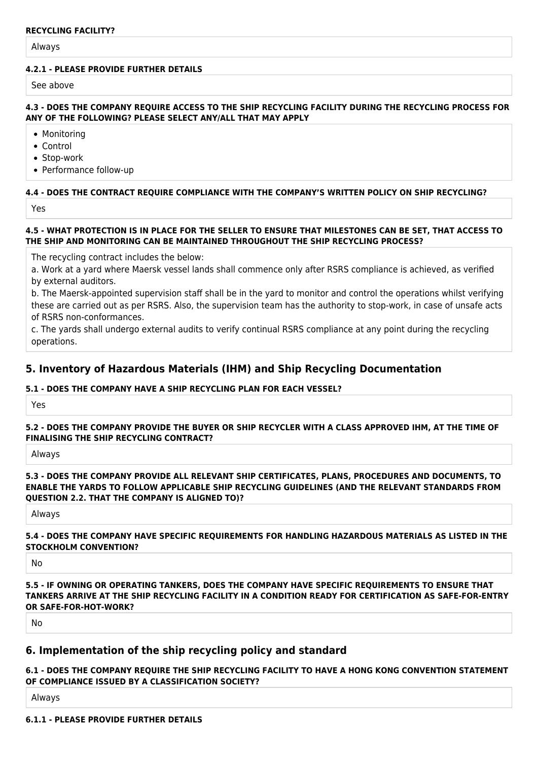**RECYCLING FACILITY?**

Always

**4.2.1 - PLEASE PROVIDE FURTHER DETAILS**

See above

**4.3 - DOES THE COMPANY REQUIRE ACCESS TO THE SHIP RECYCLING FACILITY DURING THE RECYCLING PROCESS FOR ANY OF THE FOLLOWING? PLEASE SELECT ANY/ALL THAT MAY APPLY**

- Monitoring
- Control
- Stop-work
- Performance follow-up

**4.4 - DOES THE CONTRACT REQUIRE COMPLIANCE WITH THE COMPANY'S WRITTEN POLICY ON SHIP RECYCLING?**

Yes

**4.5 - WHAT PROTECTION IS IN PLACE FOR THE SELLER TO ENSURE THAT MILESTONES CAN BE SET, THAT ACCESS TO THE SHIP AND MONITORING CAN BE MAINTAINED THROUGHOUT THE SHIP RECYCLING PROCESS?**

The recycling contract includes the below:
a. Work at a yard where Maersk vessel lands shall commence only after RSRS compliance is achieved, as verified by external auditors.
b. The Maersk-appointed supervision staff shall be in the yard to monitor and control the operations whilst verifying these are carried out as per RSRS. Also, the supervision team has the authority to stop-work, in case of unsafe acts of RSRS non-conformances.
c. The yards shall undergo external audits to verify continual RSRS compliance at any point during the recycling operations.

## 5. Inventory of Hazardous Materials (IHM) and Ship Recycling Documentation

**5.1 - DOES THE COMPANY HAVE A SHIP RECYCLING PLAN FOR EACH VESSEL?**

Yes

**5.2 - DOES THE COMPANY PROVIDE THE BUYER OR SHIP RECYCLER WITH A CLASS APPROVED IHM, AT THE TIME OF FINALISING THE SHIP RECYCLING CONTRACT?**

Always

**5.3 - DOES THE COMPANY PROVIDE ALL RELEVANT SHIP CERTIFICATES, PLANS, PROCEDURES AND DOCUMENTS, TO ENABLE THE YARDS TO FOLLOW APPLICABLE SHIP RECYCLING GUIDELINES (AND THE RELEVANT STANDARDS FROM QUESTION 2.2. THAT THE COMPANY IS ALIGNED TO)?**

Always

**5.4 - DOES THE COMPANY HAVE SPECIFIC REQUIREMENTS FOR HANDLING HAZARDOUS MATERIALS AS LISTED IN THE STOCKHOLM CONVENTION?**

No

**5.5 - IF OWNING OR OPERATING TANKERS, DOES THE COMPANY HAVE SPECIFIC REQUIREMENTS TO ENSURE THAT TANKERS ARRIVE AT THE SHIP RECYCLING FACILITY IN A CONDITION READY FOR CERTIFICATION AS SAFE-FOR-ENTRY OR SAFE-FOR-HOT-WORK?**

No

## 6. Implementation of the ship recycling policy and standard

**6.1 - DOES THE COMPANY REQUIRE THE SHIP RECYCLING FACILITY TO HAVE A HONG KONG CONVENTION STATEMENT OF COMPLIANCE ISSUED BY A CLASSIFICATION SOCIETY?**

Always

**6.1.1 - PLEASE PROVIDE FURTHER DETAILS**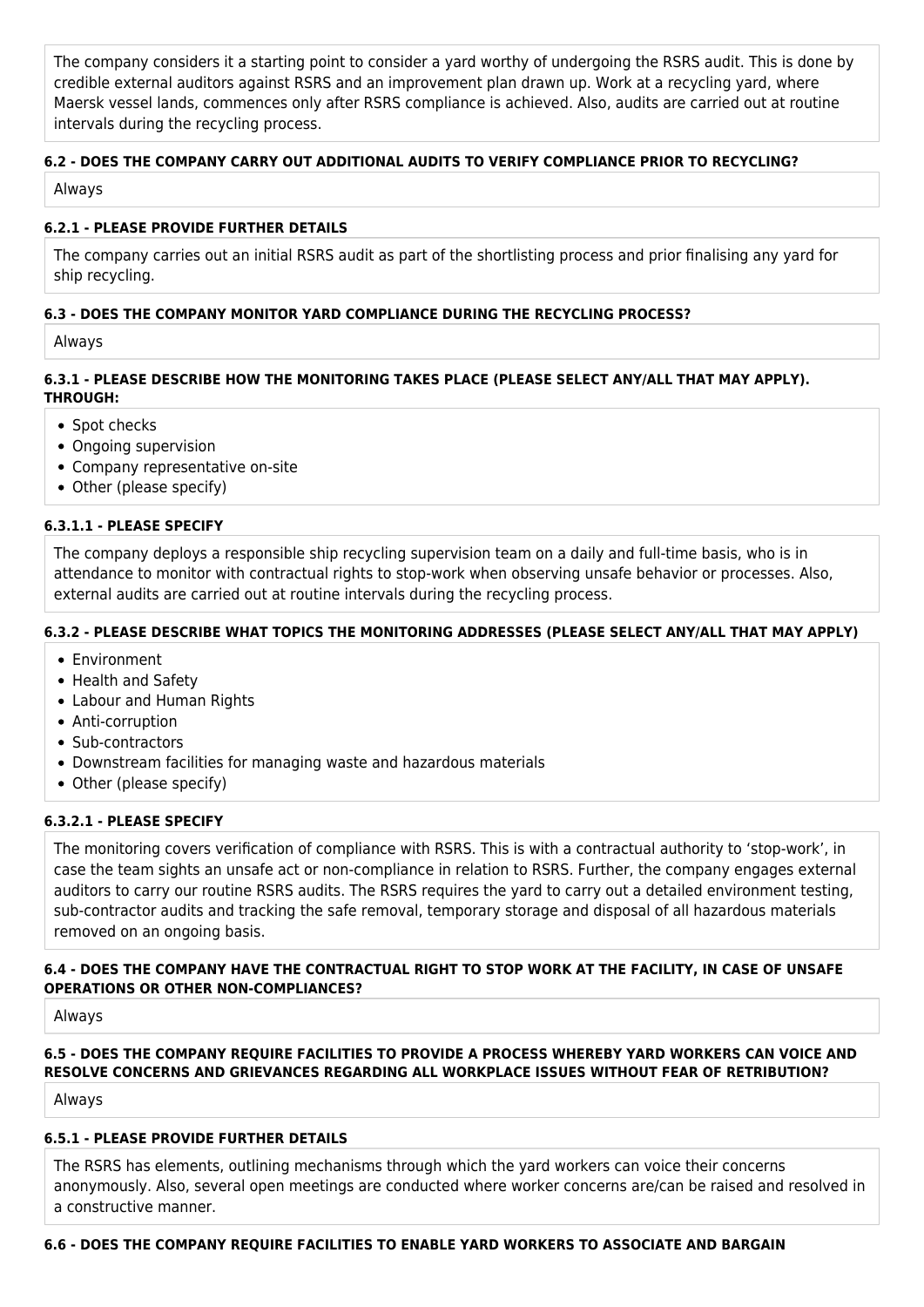The company considers it a starting point to consider a yard worthy of undergoing the RSRS audit. This is done by credible external auditors against RSRS and an improvement plan drawn up. Work at a recycling yard, where Maersk vessel lands, commences only after RSRS compliance is achieved. Also, audits are carried out at routine intervals during the recycling process.

#### 6.2 - DOES THE COMPANY CARRY OUT ADDITIONAL AUDITS TO VERIFY COMPLIANCE PRIOR TO RECYCLING?

Always

#### 6.2.1 - PLEASE PROVIDE FURTHER DETAILS

The company carries out an initial RSRS audit as part of the shortlisting process and prior finalising any yard for ship recycling.

#### 6.3 - DOES THE COMPANY MONITOR YARD COMPLIANCE DURING THE RECYCLING PROCESS?

Always

#### 6.3.1 - PLEASE DESCRIBE HOW THE MONITORING TAKES PLACE (PLEASE SELECT ANY/ALL THAT MAY APPLY). THROUGH:

- Spot checks
- Ongoing supervision
- Company representative on-site
- Other (please specify)

#### 6.3.1.1 - PLEASE SPECIFY

The company deploys a responsible ship recycling supervision team on a daily and full-time basis, who is in attendance to monitor with contractual rights to stop-work when observing unsafe behavior or processes. Also, external audits are carried out at routine intervals during the recycling process.

#### 6.3.2 - PLEASE DESCRIBE WHAT TOPICS THE MONITORING ADDRESSES (PLEASE SELECT ANY/ALL THAT MAY APPLY)

- Environment
- Health and Safety
- Labour and Human Rights
- Anti-corruption
- Sub-contractors
- Downstream facilities for managing waste and hazardous materials
- Other (please specify)

#### 6.3.2.1 - PLEASE SPECIFY

The monitoring covers verification of compliance with RSRS. This is with a contractual authority to 'stop-work', in case the team sights an unsafe act or non-compliance in relation to RSRS. Further, the company engages external auditors to carry our routine RSRS audits. The RSRS requires the yard to carry out a detailed environment testing, sub-contractor audits and tracking the safe removal, temporary storage and disposal of all hazardous materials removed on an ongoing basis.

#### 6.4 - DOES THE COMPANY HAVE THE CONTRACTUAL RIGHT TO STOP WORK AT THE FACILITY, IN CASE OF UNSAFE OPERATIONS OR OTHER NON-COMPLIANCES?

Always

#### 6.5 - DOES THE COMPANY REQUIRE FACILITIES TO PROVIDE A PROCESS WHEREBY YARD WORKERS CAN VOICE AND RESOLVE CONCERNS AND GRIEVANCES REGARDING ALL WORKPLACE ISSUES WITHOUT FEAR OF RETRIBUTION?

Always

#### 6.5.1 - PLEASE PROVIDE FURTHER DETAILS

The RSRS has elements, outlining mechanisms through which the yard workers can voice their concerns anonymously. Also, several open meetings are conducted where worker concerns are/can be raised and resolved in a constructive manner.

#### 6.6 - DOES THE COMPANY REQUIRE FACILITIES TO ENABLE YARD WORKERS TO ASSOCIATE AND BARGAIN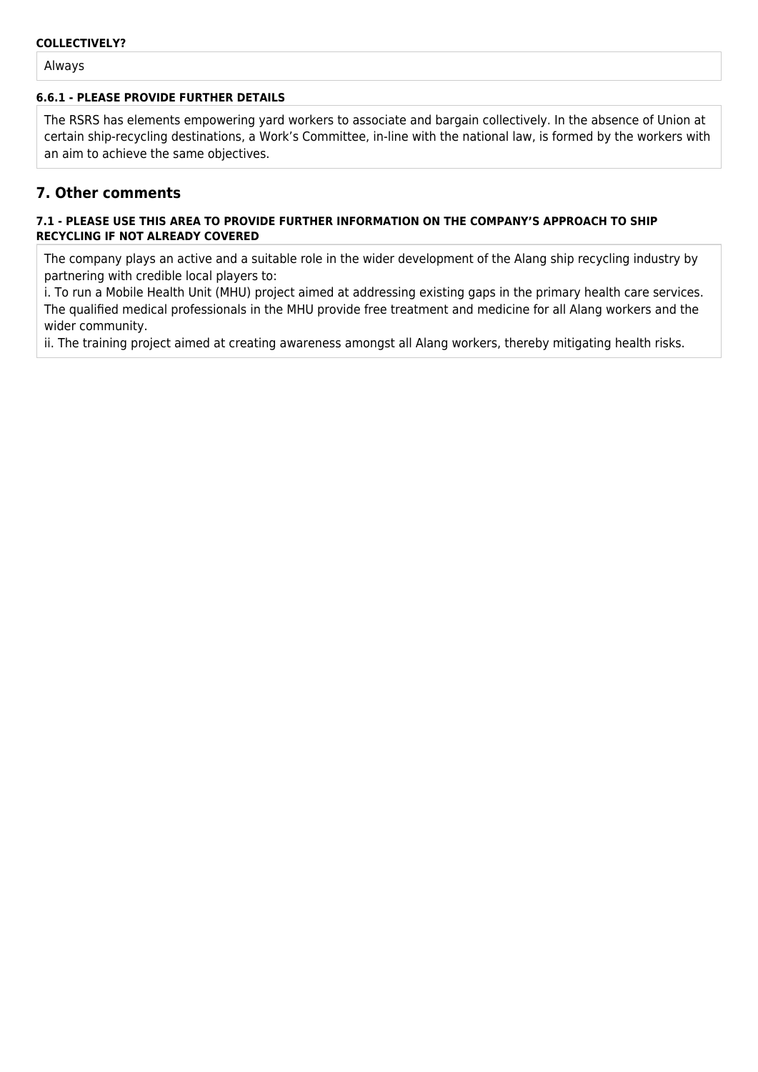**COLLECTIVELY?**

Always

**6.6.1 - PLEASE PROVIDE FURTHER DETAILS**

The RSRS has elements empowering yard workers to associate and bargain collectively. In the absence of Union at certain ship-recycling destinations, a Work's Committee, in-line with the national law, is formed by the workers with an aim to achieve the same objectives.

## 7. Other comments

**7.1 - PLEASE USE THIS AREA TO PROVIDE FURTHER INFORMATION ON THE COMPANY'S APPROACH TO SHIP RECYCLING IF NOT ALREADY COVERED**

The company plays an active and a suitable role in the wider development of the Alang ship recycling industry by partnering with credible local players to:

i. To run a Mobile Health Unit (MHU) project aimed at addressing existing gaps in the primary health care services. The qualified medical professionals in the MHU provide free treatment and medicine for all Alang workers and the wider community.

ii. The training project aimed at creating awareness amongst all Alang workers, thereby mitigating health risks.